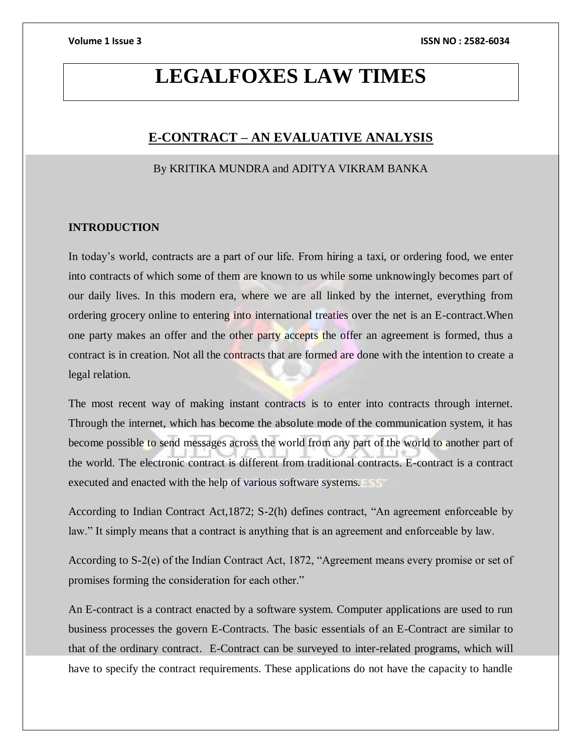# LEGALFOXES LAW TIMES

## E-CONTRACT – AN EVALUATIVE ANALYSIS

By KRITIKA MUNDRA and ADITYA VIKRAM BANKA

### INTRODUCTION

In today's world, contracts are a part of our life. From hiring a taxi, or ordering food, we enter into contracts of which some of them are known to us while some unknowingly becomes part of our daily lives. In this modern era, where we are all linked by the internet, everything from ordering grocery online to entering into international treaties over the net is an E-contract.When one party makes an offer and the other party accepts the offer an agreement is formed, thus a contract is in creation. Not all the contracts that are formed are done with the intention to create a legal relation.

The most recent way of making instant contracts is to enter into contracts through internet. Through the internet, which has become the absolute mode of the communication system, it has become possible to send messages across the world from any part of the world to another part of the world. The electronic contract is different from traditional contracts. E-contract is a contract executed and enacted with the help of various software systems.

According to Indian Contract Act,1872; S-2(h) defines contract, "An agreement enforceable by law." It simply means that a contract is anything that is an agreement and enforceable by law.

According to S-2(e) of the Indian Contract Act, 1872, "Agreement means every promise or set of promises forming the consideration for each other."

An E-contract is a contract enacted by a software system. Computer applications are used to run business processes the govern E-Contracts. The basic essentials of an E-Contract are similar to that of the ordinary contract. E-Contract can be surveyed to inter-related programs, which will have to specify the contract requirements. These applications do not have the capacity to handle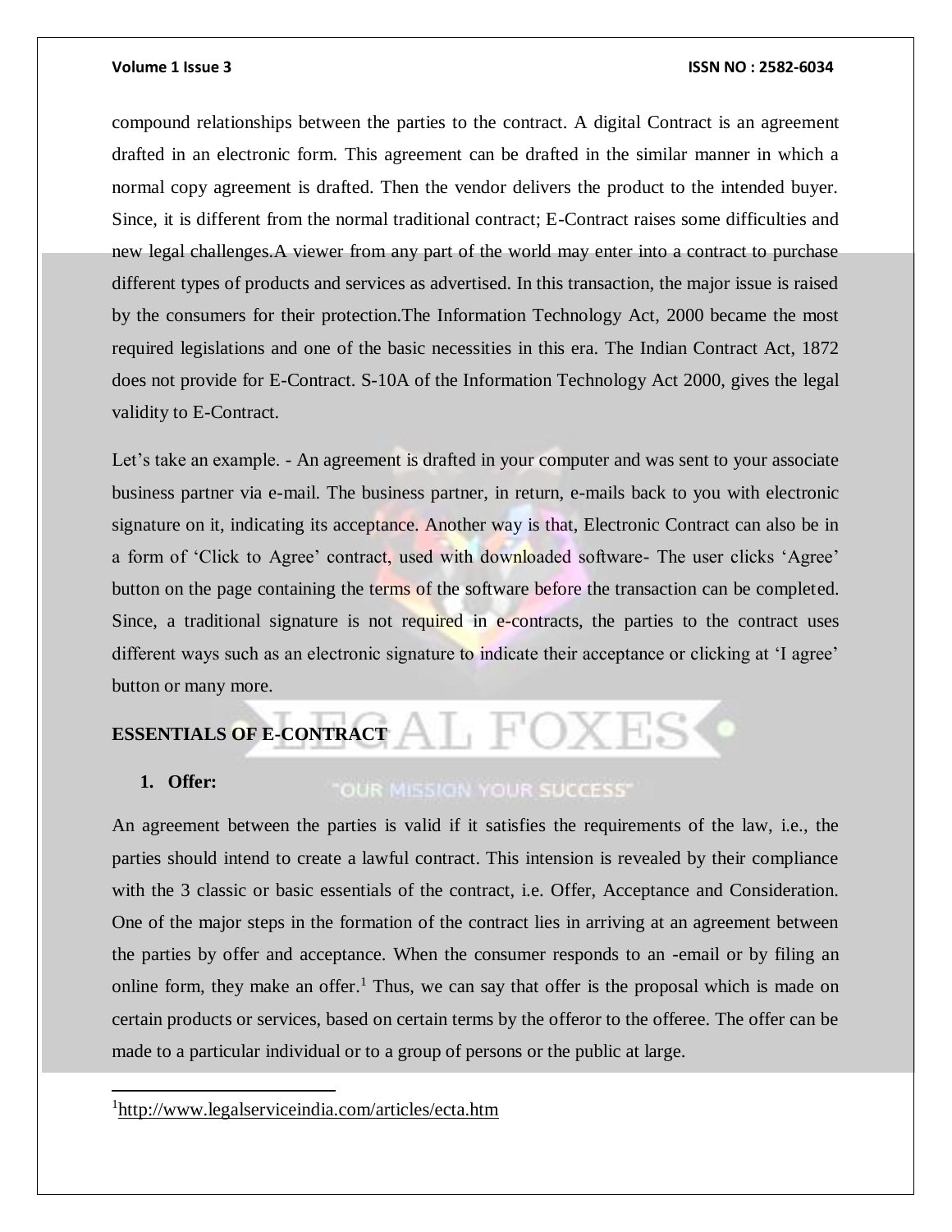compound relationships between the parties to the contract. A digital Contract is an agreement drafted in an electronic form. This agreement can be drafted in the similar manner in which a normal copy agreement is drafted. Then the vendor delivers the product to the intended buyer. Since, it is different from the normal traditional contract; E-Contract raises some difficulties and new legal challenges.A viewer from any part of the world may enter into a contract to purchase different types of products and services as advertised. In this transaction, the major issue is raised by the consumers for their protection.The Information Technology Act, 2000 became the most required legislations and one of the basic necessities in this era. The Indian Contract Act, 1872 does not provide for E-Contract. S-10A of the Information Technology Act 2000, gives the legal validity to E-Contract.

Let's take an example. - An agreement is drafted in your computer and was sent to your associate business partner via e-mail. The business partner, in return, e-mails back to you with electronic signature on it, indicating its acceptance. Another way is that, Electronic Contract can also be in a form of 'Click to Agree' contract, used with downloaded software- The user clicks 'Agree' button on the page containing the terms of the software before the transaction can be completed. Since, a traditional signature is not required in e-contracts, the parties to the contract uses different ways such as an electronic signature to indicate their acceptance or clicking at 'I agree' button or many more.

## ESSENTIALS OF E-CONTRACT

1. **Offer:**

An agreement between the parties is valid if it satisfies the requirements of the law, i.e., the parties should intend to create a lawful contract. This intension is revealed by their compliance with the 3 classic or basic essentials of the contract, i.e. Offer, Acceptance and Consideration. One of the major steps in the formation of the contract lies in arriving at an agreement between the parties by offer and acceptance. When the consumer responds to an -email or by filing an online form, they make an offer.[1] Thus, we can say that offer is the proposal which is made on certain products or services, based on certain terms by the offeror to the offeree. The offer can be made to a particular individual or to a group of persons or the public at large.

[1] http://www.legalserviceindia.com/articles/ecta.htm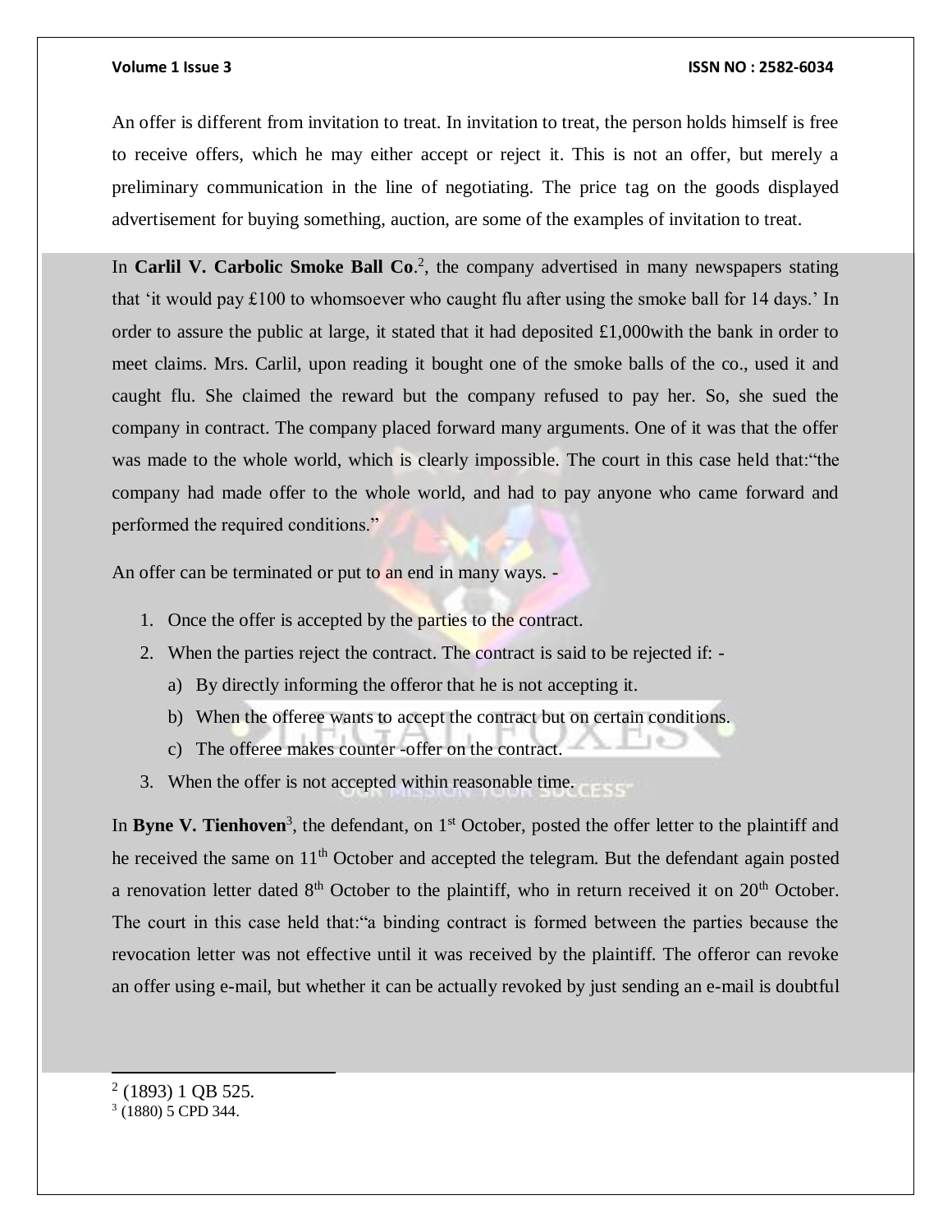An offer is different from invitation to treat. In invitation to treat, the person holds himself is free to receive offers, which he may either accept or reject it. This is not an offer, but merely a preliminary communication in the line of negotiating. The price tag on the goods displayed advertisement for buying something, auction, are some of the examples of invitation to treat.

In **Carlil V. Carbolic Smoke Ball Co**.[2], the company advertised in many newspapers stating that 'it would pay £100 to whomsoever who caught flu after using the smoke ball for 14 days.' In order to assure the public at large, it stated that it had deposited £1,000with the bank in order to meet claims. Mrs. Carlil, upon reading it bought one of the smoke balls of the co., used it and caught flu. She claimed the reward but the company refused to pay her. So, she sued the company in contract. The company placed forward many arguments. One of it was that the offer was made to the whole world, which is clearly impossible. The court in this case held that:"the company had made offer to the whole world, and had to pay anyone who came forward and performed the required conditions."

An offer can be terminated or put to an end in many ways. -

1. Once the offer is accepted by the parties to the contract.
2. When the parties reject the contract. The contract is said to be rejected if: -
   a) By directly informing the offeror that he is not accepting it.
   b) When the offeree wants to accept the contract but on certain conditions.
   c) The offeree makes counter -offer on the contract.
3. When the offer is not accepted within reasonable time.

In **Byne V. Tienhoven**[3], the defendant, on 1st October, posted the offer letter to the plaintiff and he received the same on 11th October and accepted the telegram. But the defendant again posted a renovation letter dated 8th October to the plaintiff, who in return received it on 20th October. The court in this case held that:"a binding contract is formed between the parties because the revocation letter was not effective until it was received by the plaintiff. The offeror can revoke an offer using e-mail, but whether it can be actually revoked by just sending an e-mail is doubtful

---

[2] (1893) 1 QB 525.
[3] (1880) 5 CPD 344.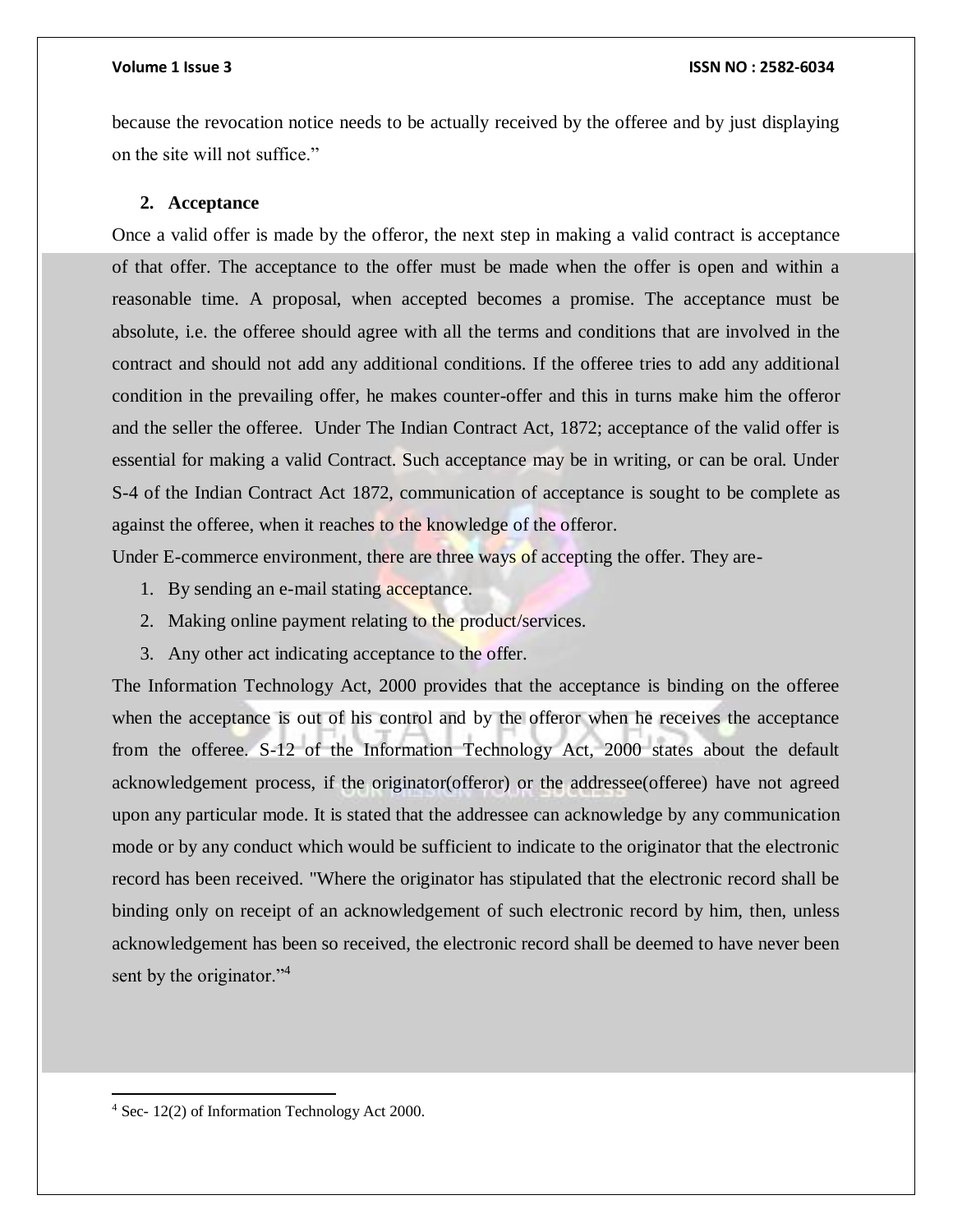because the revocation notice needs to be actually received by the offeree and by just displaying on the site will not suffice."

### 2. Acceptance

Once a valid offer is made by the offeror, the next step in making a valid contract is acceptance of that offer. The acceptance to the offer must be made when the offer is open and within a reasonable time. A proposal, when accepted becomes a promise. The acceptance must be absolute, i.e. the offeree should agree with all the terms and conditions that are involved in the contract and should not add any additional conditions. If the offeree tries to add any additional condition in the prevailing offer, he makes counter-offer and this in turns make him the offeror and the seller the offeree. Under The Indian Contract Act, 1872; acceptance of the valid offer is essential for making a valid Contract. Such acceptance may be in writing, or can be oral. Under S-4 of the Indian Contract Act 1872, communication of acceptance is sought to be complete as against the offeree, when it reaches to the knowledge of the offeror.

Under E-commerce environment, there are three ways of accepting the offer. They are-

1. By sending an e-mail stating acceptance.
2. Making online payment relating to the product/services.
3. Any other act indicating acceptance to the offer.

The Information Technology Act, 2000 provides that the acceptance is binding on the offeree when the acceptance is out of his control and by the offeror when he receives the acceptance from the offeree. S-12 of the Information Technology Act, 2000 states about the default acknowledgement process, if the originator(offeror) or the addressee(offeree) have not agreed upon any particular mode. It is stated that the addressee can acknowledge by any communication mode or by any conduct which would be sufficient to indicate to the originator that the electronic record has been received. "Where the originator has stipulated that the electronic record shall be binding only on receipt of an acknowledgement of such electronic record by him, then, unless acknowledgement has been so received, the electronic record shall be deemed to have never been sent by the originator."[4]

---

[4] Sec- 12(2) of Information Technology Act 2000.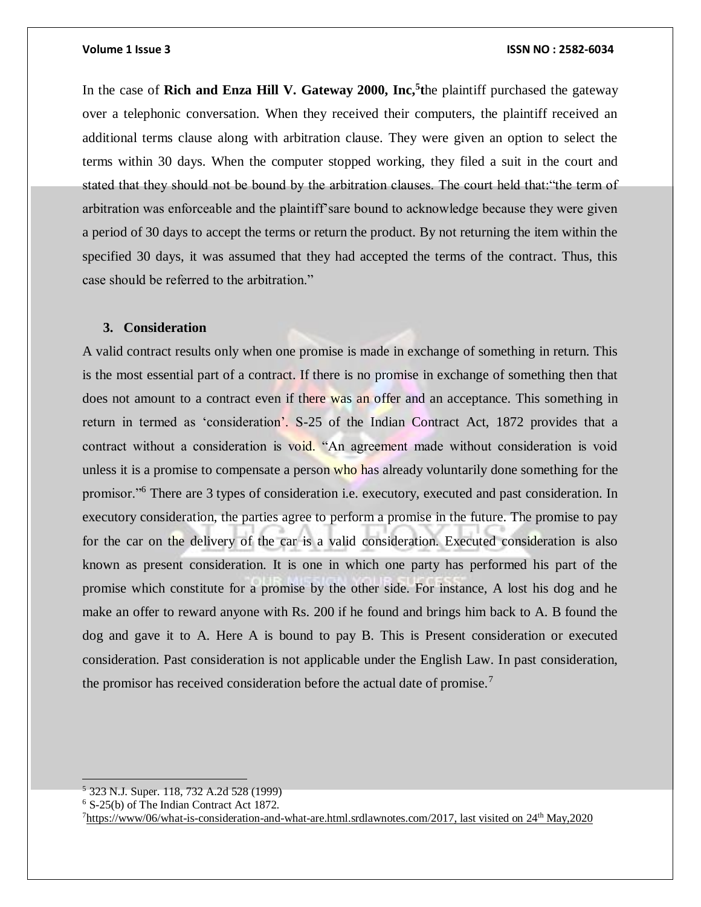In the case of **Rich and Enza Hill V. Gateway 2000, Inc,**[5]**t**he plaintiff purchased the gateway over a telephonic conversation. When they received their computers, the plaintiff received an additional terms clause along with arbitration clause. They were given an option to select the terms within 30 days. When the computer stopped working, they filed a suit in the court and stated that they should not be bound by the arbitration clauses. The court held that:"the term of arbitration was enforceable and the plaintiff'sare bound to acknowledge because they were given a period of 30 days to accept the terms or return the product. By not returning the item within the specified 30 days, it was assumed that they had accepted the terms of the contract. Thus, this case should be referred to the arbitration."

### 3. Consideration

A valid contract results only when one promise is made in exchange of something in return. This is the most essential part of a contract. If there is no promise in exchange of something then that does not amount to a contract even if there was an offer and an acceptance. This something in return in termed as 'consideration'. S-25 of the Indian Contract Act, 1872 provides that a contract without a consideration is void. "An agreement made without consideration is void unless it is a promise to compensate a person who has already voluntarily done something for the promisor."[6] There are 3 types of consideration i.e. executory, executed and past consideration. In executory consideration, the parties agree to perform a promise in the future. The promise to pay for the car on the delivery of the car is a valid consideration. Executed consideration is also known as present consideration. It is one in which one party has performed his part of the promise which constitute for a promise by the other side. For instance, A lost his dog and he make an offer to reward anyone with Rs. 200 if he found and brings him back to A. B found the dog and gave it to A. Here A is bound to pay B. This is Present consideration or executed consideration. Past consideration is not applicable under the English Law. In past consideration, the promisor has received consideration before the actual date of promise.[7]

---

[5] 323 N.J. Super. 118, 732 A.2d 528 (1999)

[6] S-25(b) of The Indian Contract Act 1872.

[7] https://www/06/what-is-consideration-and-what-are.html.srdlawnotes.com/2017, last visited on 24th May,2020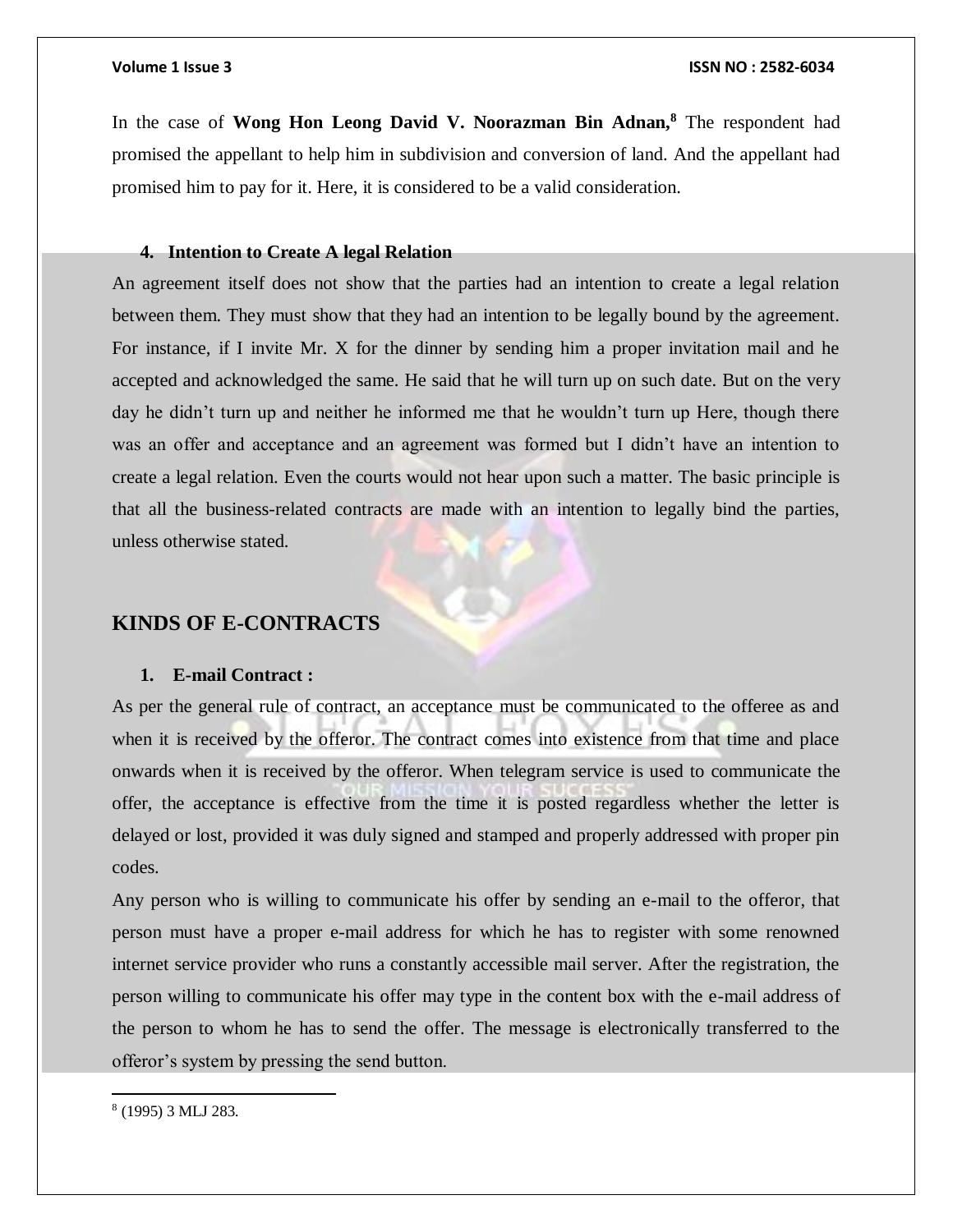In the case of **Wong Hon Leong David V. Noorazman Bin Adnan,**[8] The respondent had promised the appellant to help him in subdivision and conversion of land. And the appellant had promised him to pay for it. Here, it is considered to be a valid consideration.

### 4. Intention to Create A legal Relation

An agreement itself does not show that the parties had an intention to create a legal relation between them. They must show that they had an intention to be legally bound by the agreement. For instance, if I invite Mr. X for the dinner by sending him a proper invitation mail and he accepted and acknowledged the same. He said that he will turn up on such date. But on the very day he didn't turn up and neither he informed me that he wouldn't turn up Here, though there was an offer and acceptance and an agreement was formed but I didn't have an intention to create a legal relation. Even the courts would not hear upon such a matter. The basic principle is that all the business-related contracts are made with an intention to legally bind the parties, unless otherwise stated.

## KINDS OF E-CONTRACTS

### 1. E-mail Contract :

As per the general rule of contract, an acceptance must be communicated to the offeree as and when it is received by the offeror. The contract comes into existence from that time and place onwards when it is received by the offeror. When telegram service is used to communicate the offer, the acceptance is effective from the time it is posted regardless whether the letter is delayed or lost, provided it was duly signed and stamped and properly addressed with proper pin codes.

Any person who is willing to communicate his offer by sending an e-mail to the offeror, that person must have a proper e-mail address for which he has to register with some renowned internet service provider who runs a constantly accessible mail server. After the registration, the person willing to communicate his offer may type in the content box with the e-mail address of the person to whom he has to send the offer. The message is electronically transferred to the offeror's system by pressing the send button.

[8] (1995) 3 MLJ 283.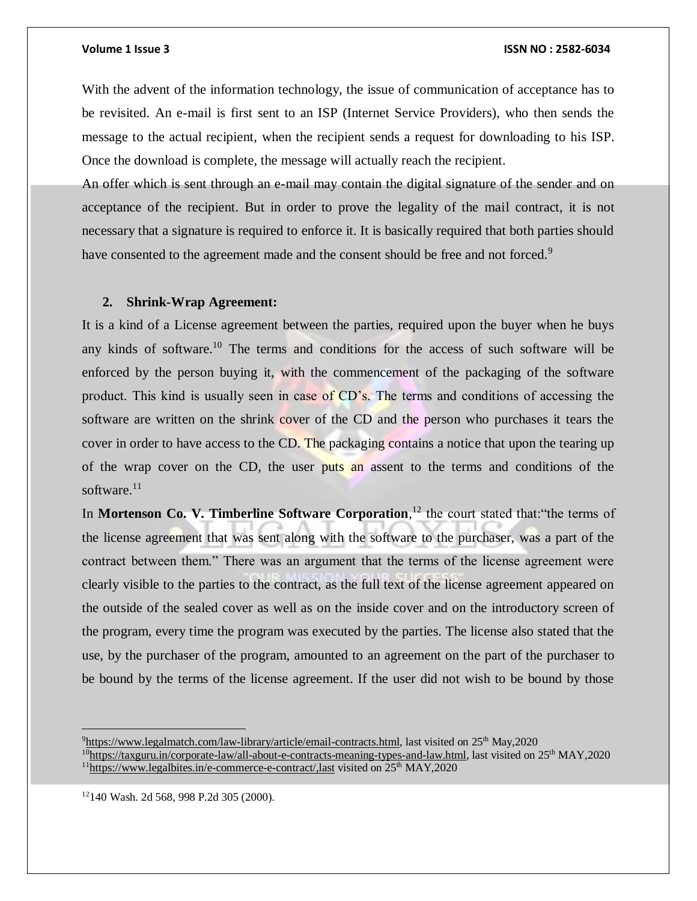With the advent of the information technology, the issue of communication of acceptance has to be revisited. An e-mail is first sent to an ISP (Internet Service Providers), who then sends the message to the actual recipient, when the recipient sends a request for downloading to his ISP. Once the download is complete, the message will actually reach the recipient.

An offer which is sent through an e-mail may contain the digital signature of the sender and on acceptance of the recipient. But in order to prove the legality of the mail contract, it is not necessary that a signature is required to enforce it. It is basically required that both parties should have consented to the agreement made and the consent should be free and not forced.[9]

2. **Shrink-Wrap Agreement:**

It is a kind of a License agreement between the parties, required upon the buyer when he buys any kinds of software.[10] The terms and conditions for the access of such software will be enforced by the person buying it, with the commencement of the packaging of the software product. This kind is usually seen in case of CD's. The terms and conditions of accessing the software are written on the shrink cover of the CD and the person who purchases it tears the cover in order to have access to the CD. The packaging contains a notice that upon the tearing up of the wrap cover on the CD, the user puts an assent to the terms and conditions of the software.[11]

In **Mortenson Co. V. Timberline Software Corporation**,[12] the court stated that:"the terms of the license agreement that was sent along with the software to the purchaser, was a part of the contract between them." There was an argument that the terms of the license agreement were clearly visible to the parties to the contract, as the full text of the license agreement appeared on the outside of the sealed cover as well as on the inside cover and on the introductory screen of the program, every time the program was executed by the parties. The license also stated that the use, by the purchaser of the program, amounted to an agreement on the part of the purchaser to be bound by the terms of the license agreement. If the user did not wish to be bound by those

---

[9] https://www.legalmatch.com/law-library/article/email-contracts.html, last visited on 25th May,2020

[10] https://taxguru.in/corporate-law/all-about-e-contracts-meaning-types-and-law.html, last visited on 25th MAY,2020

[11] https://www.legalbites.in/e-commerce-e-contract/,last visited on 25th MAY,2020

[12] 140 Wash. 2d 568, 998 P.2d 305 (2000).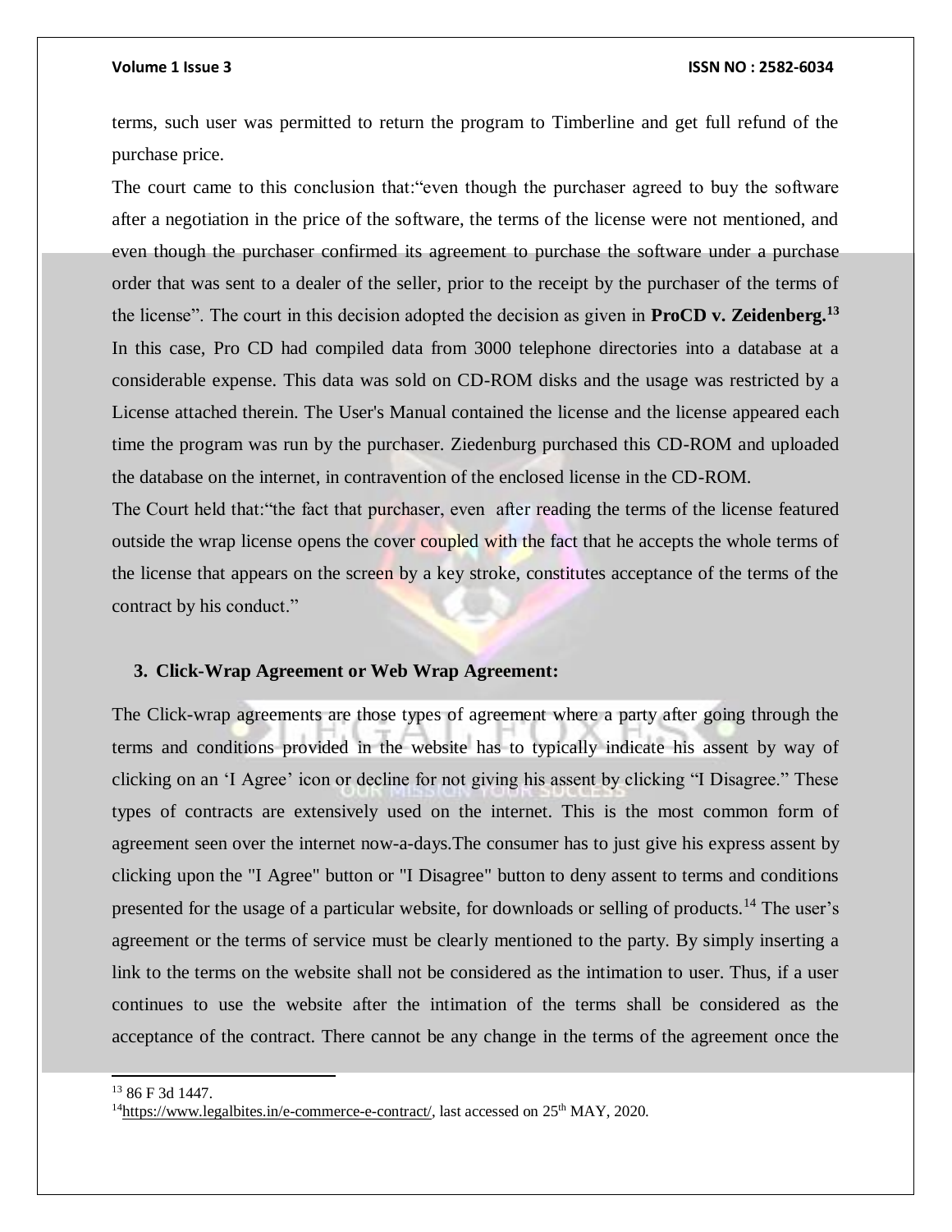terms, such user was permitted to return the program to Timberline and get full refund of the purchase price.

The court came to this conclusion that:"even though the purchaser agreed to buy the software after a negotiation in the price of the software, the terms of the license were not mentioned, and even though the purchaser confirmed its agreement to purchase the software under a purchase order that was sent to a dealer of the seller, prior to the receipt by the purchaser of the terms of the license". The court in this decision adopted the decision as given in **ProCD v. Zeidenberg.**[13] In this case, Pro CD had compiled data from 3000 telephone directories into a database at a considerable expense. This data was sold on CD-ROM disks and the usage was restricted by a License attached therein. The User's Manual contained the license and the license appeared each time the program was run by the purchaser. Ziedenburg purchased this CD-ROM and uploaded the database on the internet, in contravention of the enclosed license in the CD-ROM.

The Court held that:"the fact that purchaser, even after reading the terms of the license featured outside the wrap license opens the cover coupled with the fact that he accepts the whole terms of the license that appears on the screen by a key stroke, constitutes acceptance of the terms of the contract by his conduct."

**3. Click-Wrap Agreement or Web Wrap Agreement:**

The Click-wrap agreements are those types of agreement where a party after going through the terms and conditions provided in the website has to typically indicate his assent by way of clicking on an 'I Agree' icon or decline for not giving his assent by clicking "I Disagree." These types of contracts are extensively used on the internet. This is the most common form of agreement seen over the internet now-a-days.The consumer has to just give his express assent by clicking upon the "I Agree" button or "I Disagree" button to deny assent to terms and conditions presented for the usage of a particular website, for downloads or selling of products.[14] The user's agreement or the terms of service must be clearly mentioned to the party. By simply inserting a link to the terms on the website shall not be considered as the intimation to user. Thus, if a user continues to use the website after the intimation of the terms shall be considered as the acceptance of the contract. There cannot be any change in the terms of the agreement once the

---

[13] 86 F 3d 1447.

[14] https://www.legalbites.in/e-commerce-e-contract/, last accessed on 25th MAY, 2020.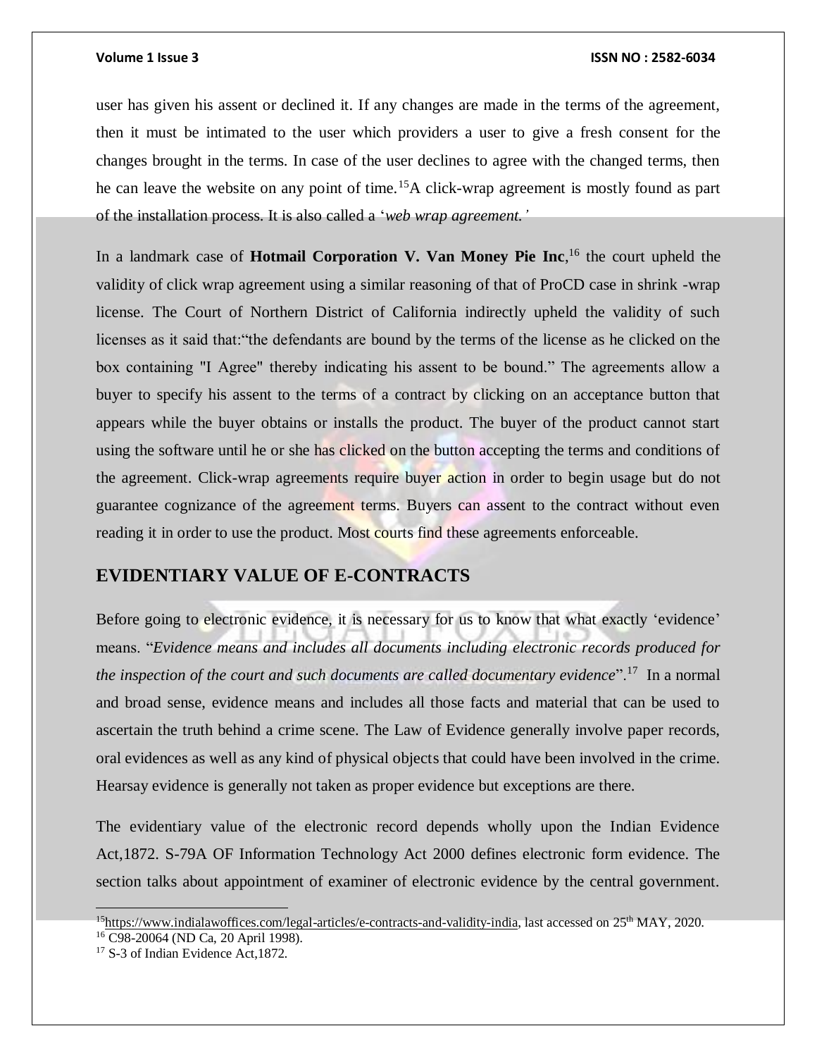user has given his assent or declined it. If any changes are made in the terms of the agreement, then it must be intimated to the user which providers a user to give a fresh consent for the changes brought in the terms. In case of the user declines to agree with the changed terms, then he can leave the website on any point of time.[15]A click-wrap agreement is mostly found as part of the installation process. It is also called a '*web wrap agreement.'*

In a landmark case of **Hotmail Corporation V. Van Money Pie Inc**,[16] the court upheld the validity of click wrap agreement using a similar reasoning of that of ProCD case in shrink -wrap license. The Court of Northern District of California indirectly upheld the validity of such licenses as it said that:"the defendants are bound by the terms of the license as he clicked on the box containing "I Agree" thereby indicating his assent to be bound." The agreements allow a buyer to specify his assent to the terms of a contract by clicking on an acceptance button that appears while the buyer obtains or installs the product. The buyer of the product cannot start using the software until he or she has clicked on the button accepting the terms and conditions of the agreement. Click-wrap agreements require buyer action in order to begin usage but do not guarantee cognizance of the agreement terms. Buyers can assent to the contract without even reading it in order to use the product. Most courts find these agreements enforceable.

## EVIDENTIARY VALUE OF E-CONTRACTS

Before going to electronic evidence, it is necessary for us to know that what exactly 'evidence' means. "*Evidence means and includes all documents including electronic records produced for the inspection of the court and such documents are called documentary evidence*".[17] In a normal and broad sense, evidence means and includes all those facts and material that can be used to ascertain the truth behind a crime scene. The Law of Evidence generally involve paper records, oral evidences as well as any kind of physical objects that could have been involved in the crime. Hearsay evidence is generally not taken as proper evidence but exceptions are there.

The evidentiary value of the electronic record depends wholly upon the Indian Evidence Act,1872. S-79A OF Information Technology Act 2000 defines electronic form evidence. The section talks about appointment of examiner of electronic evidence by the central government.

---

[15]https://www.indialawoffices.com/legal-articles/e-contracts-and-validity-india, last accessed on 25th MAY, 2020.

[16] C98-20064 (ND Ca, 20 April 1998).

[17] S-3 of Indian Evidence Act,1872.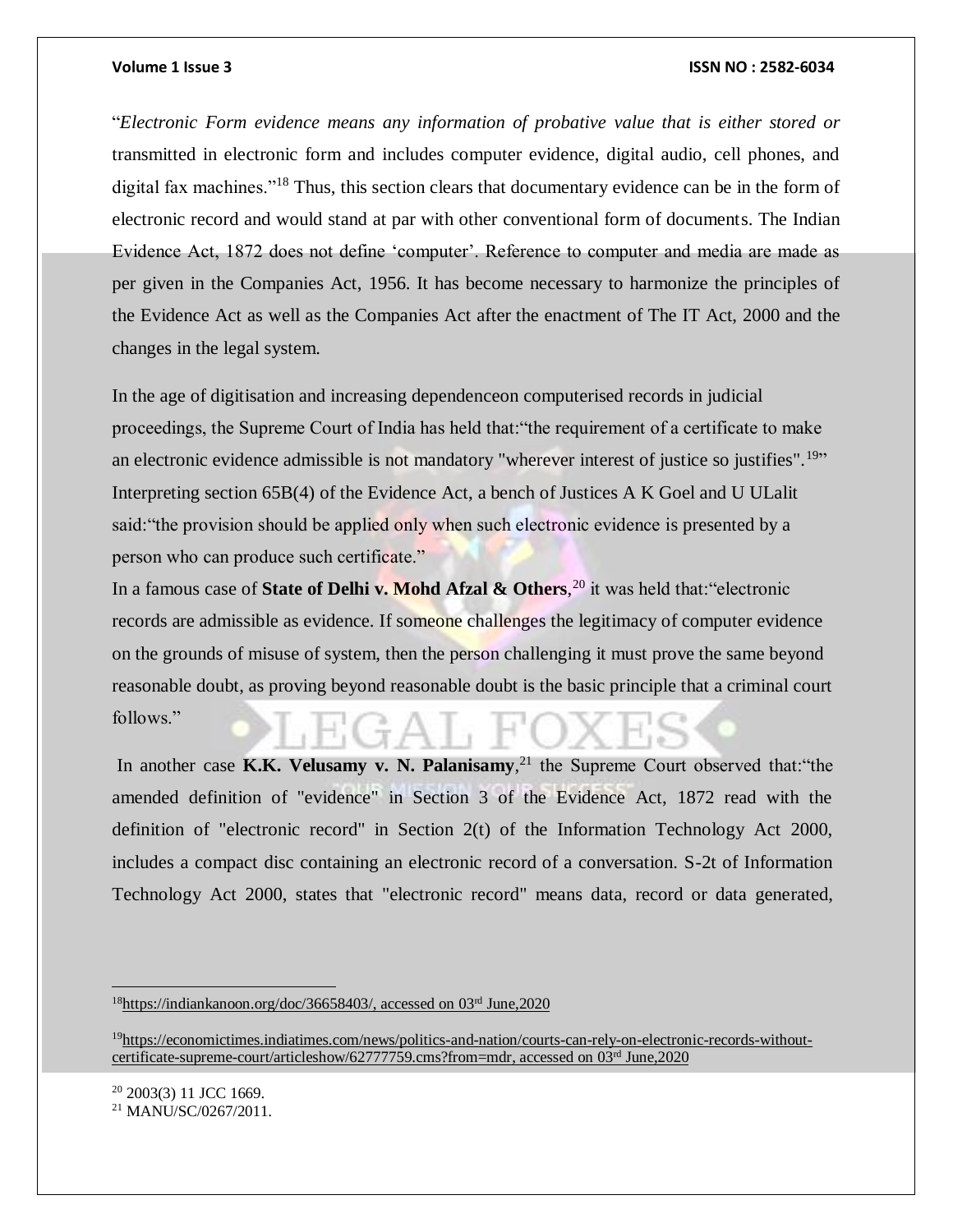"*Electronic Form evidence means any information of probative value that is either stored or* transmitted in electronic form and includes computer evidence, digital audio, cell phones, and digital fax machines."[18] Thus, this section clears that documentary evidence can be in the form of electronic record and would stand at par with other conventional form of documents. The Indian Evidence Act, 1872 does not define 'computer'. Reference to computer and media are made as per given in the Companies Act, 1956. It has become necessary to harmonize the principles of the Evidence Act as well as the Companies Act after the enactment of The IT Act, 2000 and the changes in the legal system.

In the age of digitisation and increasing dependenceon computerised records in judicial proceedings, the Supreme Court of India has held that:"the requirement of a certificate to make an electronic evidence admissible is not mandatory "wherever interest of justice so justifies".[19]" Interpreting section 65B(4) of the Evidence Act, a bench of Justices A K Goel and U ULalit said:"the provision should be applied only when such electronic evidence is presented by a person who can produce such certificate."

In a famous case of **State of Delhi v. Mohd Afzal & Others**,[20] it was held that:"electronic records are admissible as evidence. If someone challenges the legitimacy of computer evidence on the grounds of misuse of system, then the person challenging it must prove the same beyond reasonable doubt, as proving beyond reasonable doubt is the basic principle that a criminal court follows."

In another case **K.K. Velusamy v. N. Palanisamy**,[21] the Supreme Court observed that:"the amended definition of "evidence" in Section 3 of the Evidence Act, 1872 read with the definition of "electronic record" in Section 2(t) of the Information Technology Act 2000, includes a compact disc containing an electronic record of a conversation. S-2t of Information Technology Act 2000, states that "electronic record" means data, record or data generated,

---

[18] https://indiankanoon.org/doc/36658403/, accessed on 03rd June,2020

[19] https://economictimes.indiatimes.com/news/politics-and-nation/courts-can-rely-on-electronic-records-without-certificate-supreme-court/articleshow/62777759.cms?from=mdr, accessed on 03rd June,2020

[20] 2003(3) 11 JCC 1669.

[21] MANU/SC/0267/2011.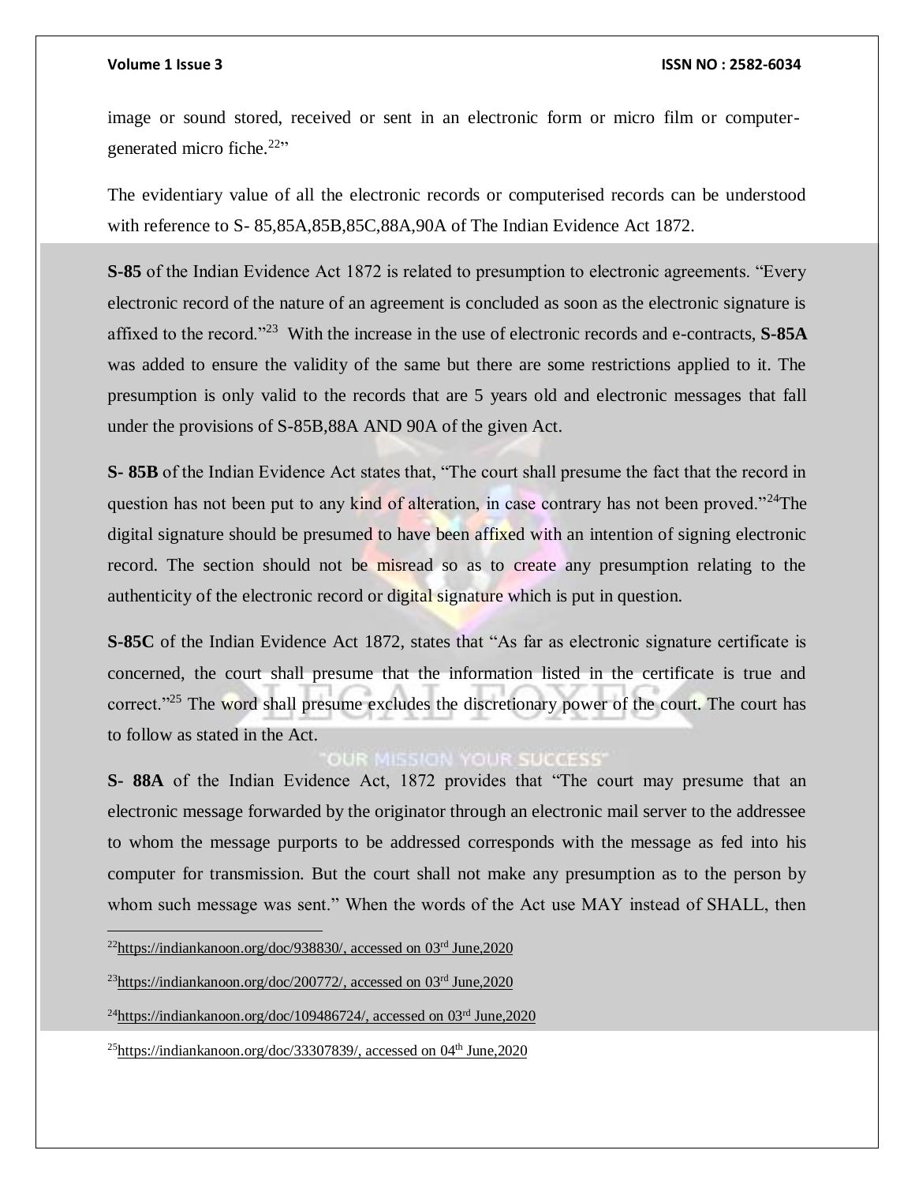image or sound stored, received or sent in an electronic form or micro film or computer-generated micro fiche.[22]"

The evidentiary value of all the electronic records or computerised records can be understood with reference to S- 85,85A,85B,85C,88A,90A of The Indian Evidence Act 1872.

**S-85** of the Indian Evidence Act 1872 is related to presumption to electronic agreements. "Every electronic record of the nature of an agreement is concluded as soon as the electronic signature is affixed to the record."[23] With the increase in the use of electronic records and e-contracts, **S-85A** was added to ensure the validity of the same but there are some restrictions applied to it. The presumption is only valid to the records that are 5 years old and electronic messages that fall under the provisions of S-85B,88A AND 90A of the given Act.

**S- 85B** of the Indian Evidence Act states that, "The court shall presume the fact that the record in question has not been put to any kind of alteration, in case contrary has not been proved."[24]The digital signature should be presumed to have been affixed with an intention of signing electronic record. The section should not be misread so as to create any presumption relating to the authenticity of the electronic record or digital signature which is put in question.

**S-85C** of the Indian Evidence Act 1872, states that "As far as electronic signature certificate is concerned, the court shall presume that the information listed in the certificate is true and correct."[25] The word shall presume excludes the discretionary power of the court. The court has to follow as stated in the Act.

**S- 88A** of the Indian Evidence Act, 1872 provides that "The court may presume that an electronic message forwarded by the originator through an electronic mail server to the addressee to whom the message purports to be addressed corresponds with the message as fed into his computer for transmission. But the court shall not make any presumption as to the person by whom such message was sent." When the words of the Act use MAY instead of SHALL, then

---

[22]https://indiankanoon.org/doc/938830/, accessed on 03rd June,2020

[23]https://indiankanoon.org/doc/200772/, accessed on 03rd June,2020

[24]https://indiankanoon.org/doc/109486724/, accessed on 03rd June,2020

[25]https://indiankanoon.org/doc/33307839/, accessed on 04th June,2020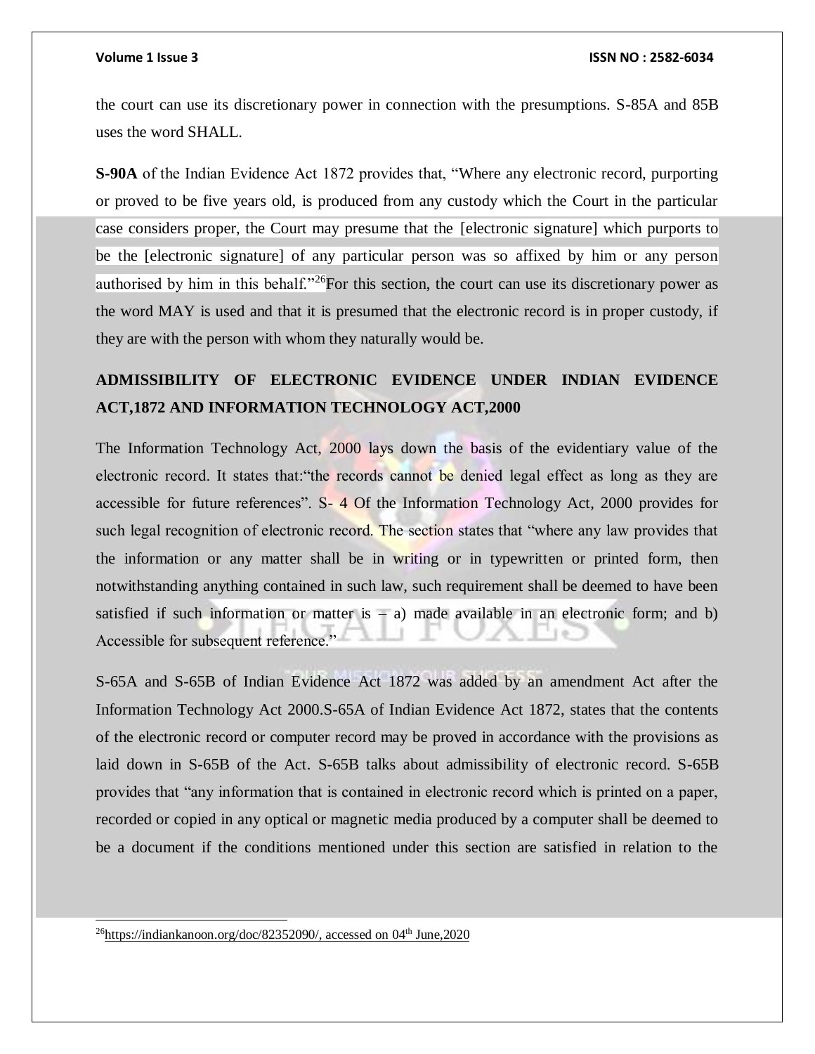the court can use its discretionary power in connection with the presumptions. S-85A and 85B uses the word SHALL.

**S-90A** of the Indian Evidence Act 1872 provides that, "Where any electronic record, purporting or proved to be five years old, is produced from any custody which the Court in the particular case considers proper, the Court may presume that the [electronic signature] which purports to be the [electronic signature] of any particular person was so affixed by him or any person authorised by him in this behalf."[26]For this section, the court can use its discretionary power as the word MAY is used and that it is presumed that the electronic record is in proper custody, if they are with the person with whom they naturally would be.

## ADMISSIBILITY OF ELECTRONIC EVIDENCE UNDER INDIAN EVIDENCE ACT,1872 AND INFORMATION TECHNOLOGY ACT,2000

The Information Technology Act, 2000 lays down the basis of the evidentiary value of the electronic record. It states that:"the records cannot be denied legal effect as long as they are accessible for future references". S- 4 Of the Information Technology Act, 2000 provides for such legal recognition of electronic record. The section states that "where any law provides that the information or any matter shall be in writing or in typewritten or printed form, then notwithstanding anything contained in such law, such requirement shall be deemed to have been satisfied if such information or matter is – a) made available in an electronic form; and b) Accessible for subsequent reference."

S-65A and S-65B of Indian Evidence Act 1872 was added by an amendment Act after the Information Technology Act 2000.S-65A of Indian Evidence Act 1872, states that the contents of the electronic record or computer record may be proved in accordance with the provisions as laid down in S-65B of the Act. S-65B talks about admissibility of electronic record. S-65B provides that "any information that is contained in electronic record which is printed on a paper, recorded or copied in any optical or magnetic media produced by a computer shall be deemed to be a document if the conditions mentioned under this section are satisfied in relation to the

---

[26]https://indiankanoon.org/doc/82352090/, accessed on 04th June,2020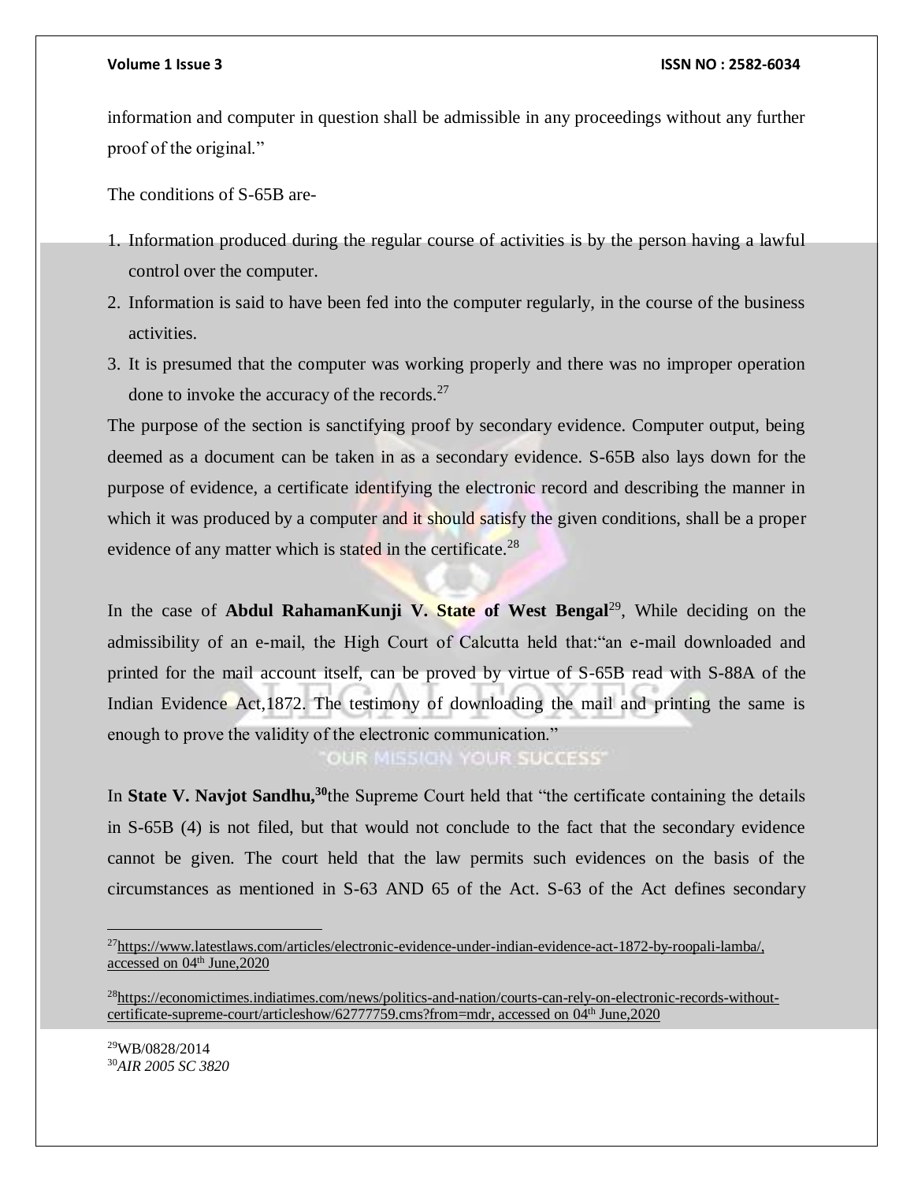information and computer in question shall be admissible in any proceedings without any further proof of the original."

The conditions of S-65B are-

1. Information produced during the regular course of activities is by the person having a lawful control over the computer.
2. Information is said to have been fed into the computer regularly, in the course of the business activities.
3. It is presumed that the computer was working properly and there was no improper operation done to invoke the accuracy of the records.[27]

The purpose of the section is sanctifying proof by secondary evidence. Computer output, being deemed as a document can be taken in as a secondary evidence. S-65B also lays down for the purpose of evidence, a certificate identifying the electronic record and describing the manner in which it was produced by a computer and it should satisfy the given conditions, shall be a proper evidence of any matter which is stated in the certificate.[28]

In the case of **Abdul RahamanKunji V. State of West Bengal**[29], While deciding on the admissibility of an e-mail, the High Court of Calcutta held that:"an e-mail downloaded and printed for the mail account itself, can be proved by virtue of S-65B read with S-88A of the Indian Evidence Act,1872. The testimony of downloading the mail and printing the same is enough to prove the validity of the electronic communication."

In **State V. Navjot Sandhu,**[30]the Supreme Court held that "the certificate containing the details in S-65B (4) is not filed, but that would not conclude to the fact that the secondary evidence cannot be given. The court held that the law permits such evidences on the basis of the circumstances as mentioned in S-63 AND 65 of the Act. S-63 of the Act defines secondary

---

[27]https://www.latestlaws.com/articles/electronic-evidence-under-indian-evidence-act-1872-by-roopali-lamba/, accessed on 04th June,2020

[28]https://economictimes.indiatimes.com/news/politics-and-nation/courts-can-rely-on-electronic-records-without-certificate-supreme-court/articleshow/62777759.cms?from=mdr, accessed on 04th June,2020

[29]WB/0828/2014

[30]*AIR 2005 SC 3820*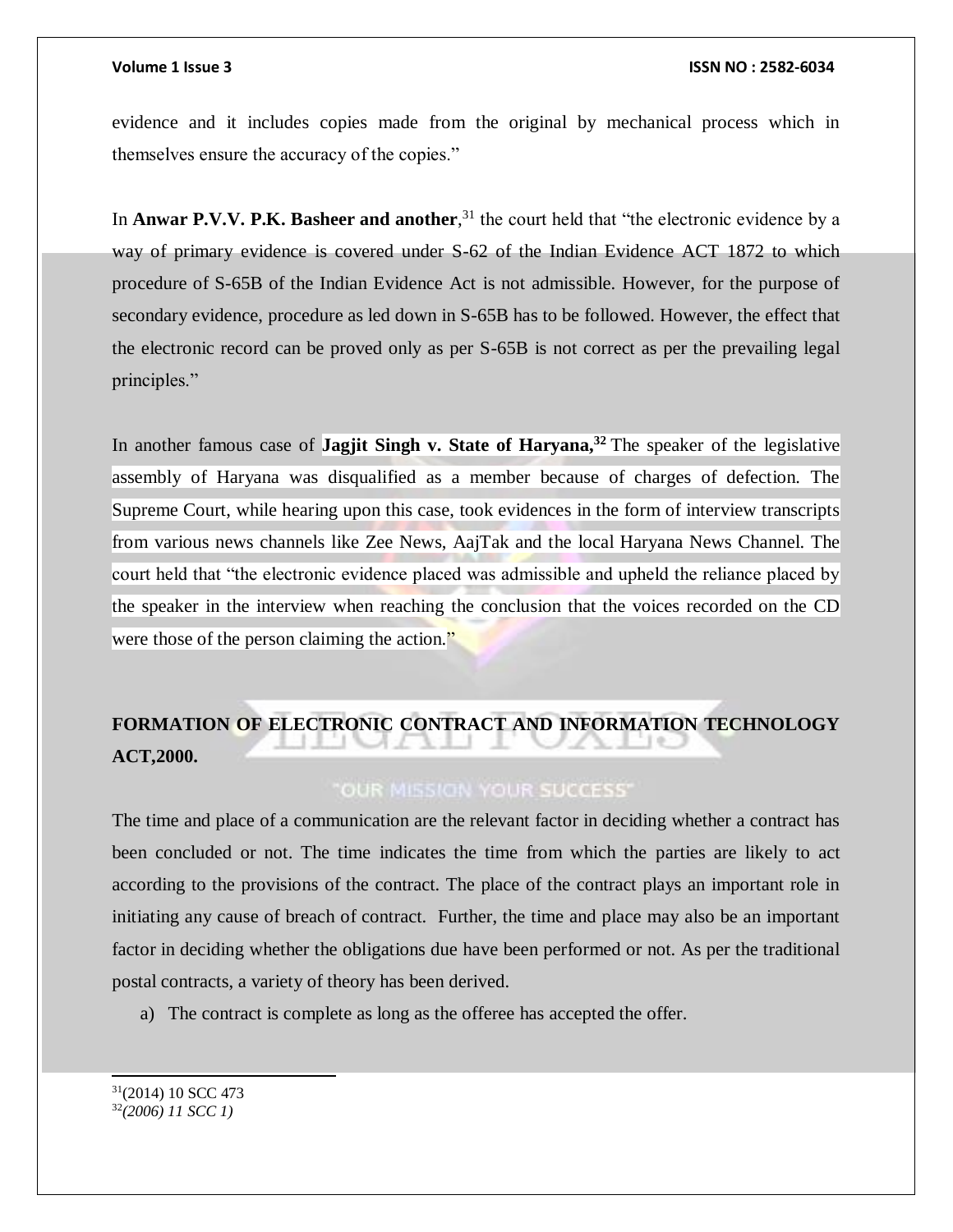evidence and it includes copies made from the original by mechanical process which in themselves ensure the accuracy of the copies."

In **Anwar P.V.V. P.K. Basheer and another**,[31] the court held that "the electronic evidence by a way of primary evidence is covered under S-62 of the Indian Evidence ACT 1872 to which procedure of S-65B of the Indian Evidence Act is not admissible. However, for the purpose of secondary evidence, procedure as led down in S-65B has to be followed. However, the effect that the electronic record can be proved only as per S-65B is not correct as per the prevailing legal principles."

In another famous case of **Jagjit Singh v. State of Haryana,[32]** The speaker of the legislative assembly of Haryana was disqualified as a member because of charges of defection. The Supreme Court, while hearing upon this case, took evidences in the form of interview transcripts from various news channels like Zee News, AajTak and the local Haryana News Channel. The court held that "the electronic evidence placed was admissible and upheld the reliance placed by the speaker in the interview when reaching the conclusion that the voices recorded on the CD were those of the person claiming the action."

## FORMATION OF ELECTRONIC CONTRACT AND INFORMATION TECHNOLOGY ACT,2000.

The time and place of a communication are the relevant factor in deciding whether a contract has been concluded or not. The time indicates the time from which the parties are likely to act according to the provisions of the contract. The place of the contract plays an important role in initiating any cause of breach of contract. Further, the time and place may also be an important factor in deciding whether the obligations due have been performed or not. As per the traditional postal contracts, a variety of theory has been derived.

a) The contract is complete as long as the offeree has accepted the offer.

---

[31] (2014) 10 SCC 473

[32] *(2006) 11 SCC 1)*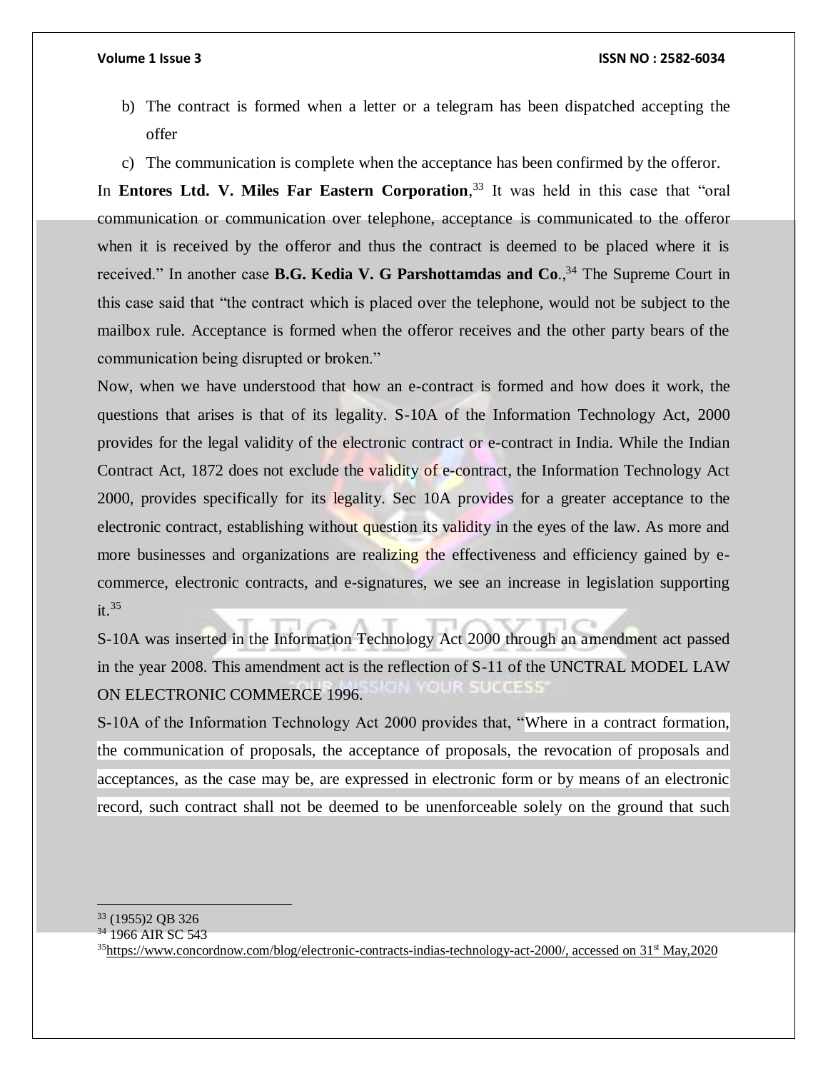b) The contract is formed when a letter or a telegram has been dispatched accepting the offer

c) The communication is complete when the acceptance has been confirmed by the offeror.

In **Entores Ltd. V. Miles Far Eastern Corporation**,[33] It was held in this case that "oral communication or communication over telephone, acceptance is communicated to the offeror when it is received by the offeror and thus the contract is deemed to be placed where it is received." In another case **B.G. Kedia V. G Parshottamdas and Co**.,[34] The Supreme Court in this case said that "the contract which is placed over the telephone, would not be subject to the mailbox rule. Acceptance is formed when the offeror receives and the other party bears of the communication being disrupted or broken."

Now, when we have understood that how an e-contract is formed and how does it work, the questions that arises is that of its legality. S-10A of the Information Technology Act, 2000 provides for the legal validity of the electronic contract or e-contract in India. While the Indian Contract Act, 1872 does not exclude the validity of e-contract, the Information Technology Act 2000, provides specifically for its legality. Sec 10A provides for a greater acceptance to the electronic contract, establishing without question its validity in the eyes of the law. As more and more businesses and organizations are realizing the effectiveness and efficiency gained by e-commerce, electronic contracts, and e-signatures, we see an increase in legislation supporting it.[35]

S-10A was inserted in the Information Technology Act 2000 through an amendment act passed in the year 2008. This amendment act is the reflection of S-11 of the UNCTRAL MODEL LAW ON ELECTRONIC COMMERCE 1996.

S-10A of the Information Technology Act 2000 provides that, "Where in a contract formation, the communication of proposals, the acceptance of proposals, the revocation of proposals and acceptances, as the case may be, are expressed in electronic form or by means of an electronic record, such contract shall not be deemed to be unenforceable solely on the ground that such

---

[33] (1955)2 QB 326

[34] 1966 AIR SC 543

[35] https://www.concordnow.com/blog/electronic-contracts-indias-technology-act-2000/, accessed on 31st May,2020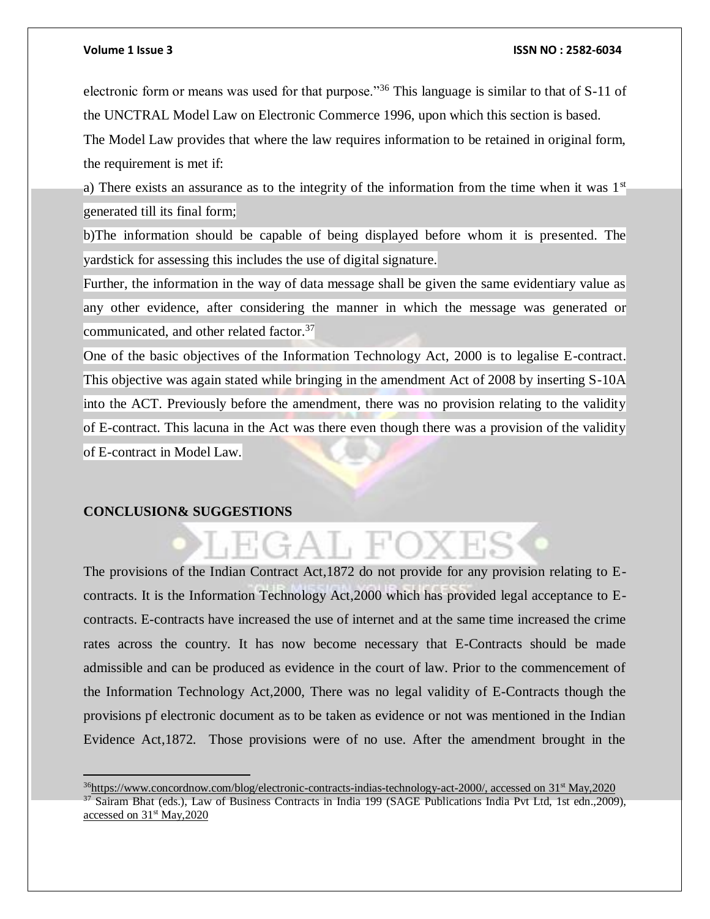electronic form or means was used for that purpose."[36] This language is similar to that of S-11 of the UNCTRAL Model Law on Electronic Commerce 1996, upon which this section is based.

The Model Law provides that where the law requires information to be retained in original form, the requirement is met if:

a) There exists an assurance as to the integrity of the information from the time when it was 1st generated till its final form;

b)The information should be capable of being displayed before whom it is presented. The yardstick for assessing this includes the use of digital signature.

Further, the information in the way of data message shall be given the same evidentiary value as any other evidence, after considering the manner in which the message was generated or communicated, and other related factor.[37]

One of the basic objectives of the Information Technology Act, 2000 is to legalise E-contract. This objective was again stated while bringing in the amendment Act of 2008 by inserting S-10A into the ACT. Previously before the amendment, there was no provision relating to the validity of E-contract. This lacuna in the Act was there even though there was a provision of the validity of E-contract in Model Law.

## CONCLUSION& SUGGESTIONS

The provisions of the Indian Contract Act,1872 do not provide for any provision relating to E-contracts. It is the Information Technology Act,2000 which has provided legal acceptance to E-contracts. E-contracts have increased the use of internet and at the same time increased the crime rates across the country. It has now become necessary that E-Contracts should be made admissible and can be produced as evidence in the court of law. Prior to the commencement of the Information Technology Act,2000, There was no legal validity of E-Contracts though the provisions pf electronic document as to be taken as evidence or not was mentioned in the Indian Evidence Act,1872. Those provisions were of no use. After the amendment brought in the

---

[36] https://www.concordnow.com/blog/electronic-contracts-indias-technology-act-2000/, accessed on 31st May,2020

[37] Sairam Bhat (eds.), Law of Business Contracts in India 199 (SAGE Publications India Pvt Ltd, 1st edn.,2009), accessed on 31st May,2020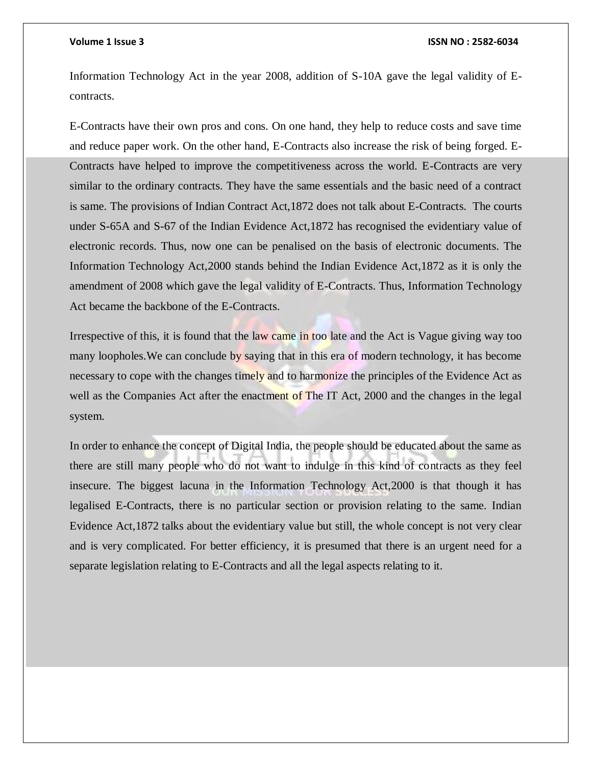Information Technology Act in the year 2008, addition of S-10A gave the legal validity of E-contracts.

E-Contracts have their own pros and cons. On one hand, they help to reduce costs and save time and reduce paper work. On the other hand, E-Contracts also increase the risk of being forged. E-Contracts have helped to improve the competitiveness across the world. E-Contracts are very similar to the ordinary contracts. They have the same essentials and the basic need of a contract is same. The provisions of Indian Contract Act,1872 does not talk about E-Contracts. The courts under S-65A and S-67 of the Indian Evidence Act,1872 has recognised the evidentiary value of electronic records. Thus, now one can be penalised on the basis of electronic documents. The Information Technology Act,2000 stands behind the Indian Evidence Act,1872 as it is only the amendment of 2008 which gave the legal validity of E-Contracts. Thus, Information Technology Act became the backbone of the E-Contracts.

Irrespective of this, it is found that the law came in too late and the Act is Vague giving way too many loopholes.We can conclude by saying that in this era of modern technology, it has become necessary to cope with the changes timely and to harmonize the principles of the Evidence Act as well as the Companies Act after the enactment of The IT Act, 2000 and the changes in the legal system.

In order to enhance the concept of Digital India, the people should be educated about the same as there are still many people who do not want to indulge in this kind of contracts as they feel insecure. The biggest lacuna in the Information Technology Act,2000 is that though it has legalised E-Contracts, there is no particular section or provision relating to the same. Indian Evidence Act,1872 talks about the evidentiary value but still, the whole concept is not very clear and is very complicated. For better efficiency, it is presumed that there is an urgent need for a separate legislation relating to E-Contracts and all the legal aspects relating to it.